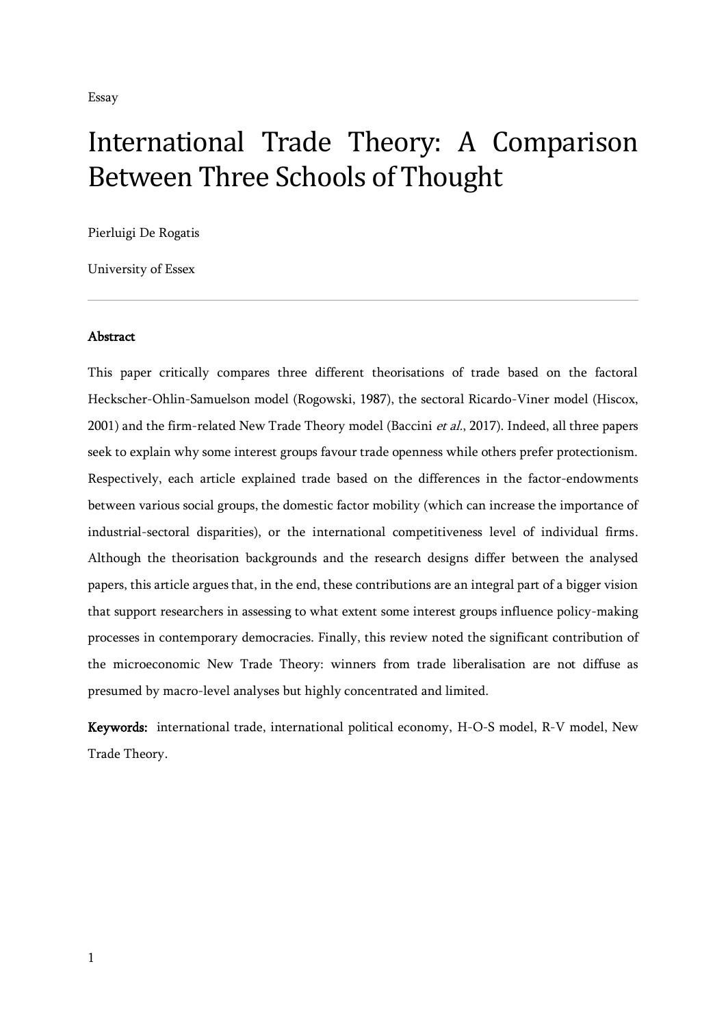Essay

# International Trade Theory: A Comparison Between Three Schools of Thought

Pierluigi De Rogatis

University of Essex

---

**Abstract**

This paper critically compares three different theorisations of trade based on the factoral Heckscher-Ohlin-Samuelson model (Rogowski, 1987), the sectoral Ricardo-Viner model (Hiscox, 2001) and the firm-related New Trade Theory model (Baccini *et al.*, 2017). Indeed, all three papers seek to explain why some interest groups favour trade openness while others prefer protectionism. Respectively, each article explained trade based on the differences in the factor-endowments between various social groups, the domestic factor mobility (which can increase the importance of industrial-sectoral disparities), or the international competitiveness level of individual firms. Although the theorisation backgrounds and the research designs differ between the analysed papers, this article argues that, in the end, these contributions are an integral part of a bigger vision that support researchers in assessing to what extent some interest groups influence policy-making processes in contemporary democracies. Finally, this review noted the significant contribution of the microeconomic New Trade Theory: winners from trade liberalisation are not diffuse as presumed by macro-level analyses but highly concentrated and limited.

**Keywords:** international trade, international political economy, H-O-S model, R-V model, New Trade Theory.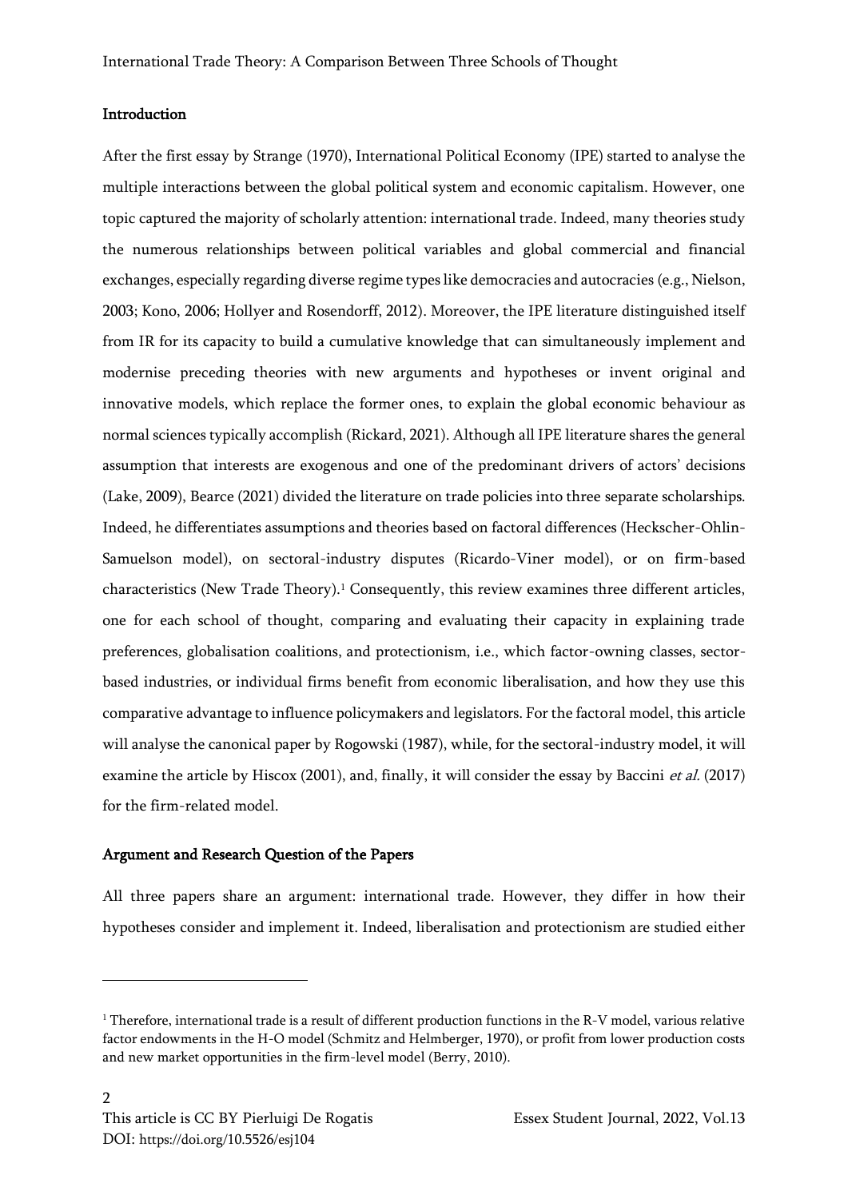## Introduction

After the first essay by Strange (1970), International Political Economy (IPE) started to analyse the multiple interactions between the global political system and economic capitalism. However, one topic captured the majority of scholarly attention: international trade. Indeed, many theories study the numerous relationships between political variables and global commercial and financial exchanges, especially regarding diverse regime types like democracies and autocracies (e.g., Nielson, 2003; Kono, 2006; Hollyer and Rosendorff, 2012). Moreover, the IPE literature distinguished itself from IR for its capacity to build a cumulative knowledge that can simultaneously implement and modernise preceding theories with new arguments and hypotheses or invent original and innovative models, which replace the former ones, to explain the global economic behaviour as normal sciences typically accomplish (Rickard, 2021). Although all IPE literature shares the general assumption that interests are exogenous and one of the predominant drivers of actors' decisions (Lake, 2009), Bearce (2021) divided the literature on trade policies into three separate scholarships. Indeed, he differentiates assumptions and theories based on factoral differences (Heckscher-Ohlin-Samuelson model), on sectoral-industry disputes (Ricardo-Viner model), or on firm-based characteristics (New Trade Theory).[1] Consequently, this review examines three different articles, one for each school of thought, comparing and evaluating their capacity in explaining trade preferences, globalisation coalitions, and protectionism, i.e., which factor-owning classes, sector-based industries, or individual firms benefit from economic liberalisation, and how they use this comparative advantage to influence policymakers and legislators. For the factoral model, this article will analyse the canonical paper by Rogowski (1987), while, for the sectoral-industry model, it will examine the article by Hiscox (2001), and, finally, it will consider the essay by Baccini *et al.* (2017) for the firm-related model.

## Argument and Research Question of the Papers

All three papers share an argument: international trade. However, they differ in how their hypotheses consider and implement it. Indeed, liberalisation and protectionism are studied either

[1] Therefore, international trade is a result of different production functions in the R-V model, various relative factor endowments in the H-O model (Schmitz and Helmberger, 1970), or profit from lower production costs and new market opportunities in the firm-level model (Berry, 2010).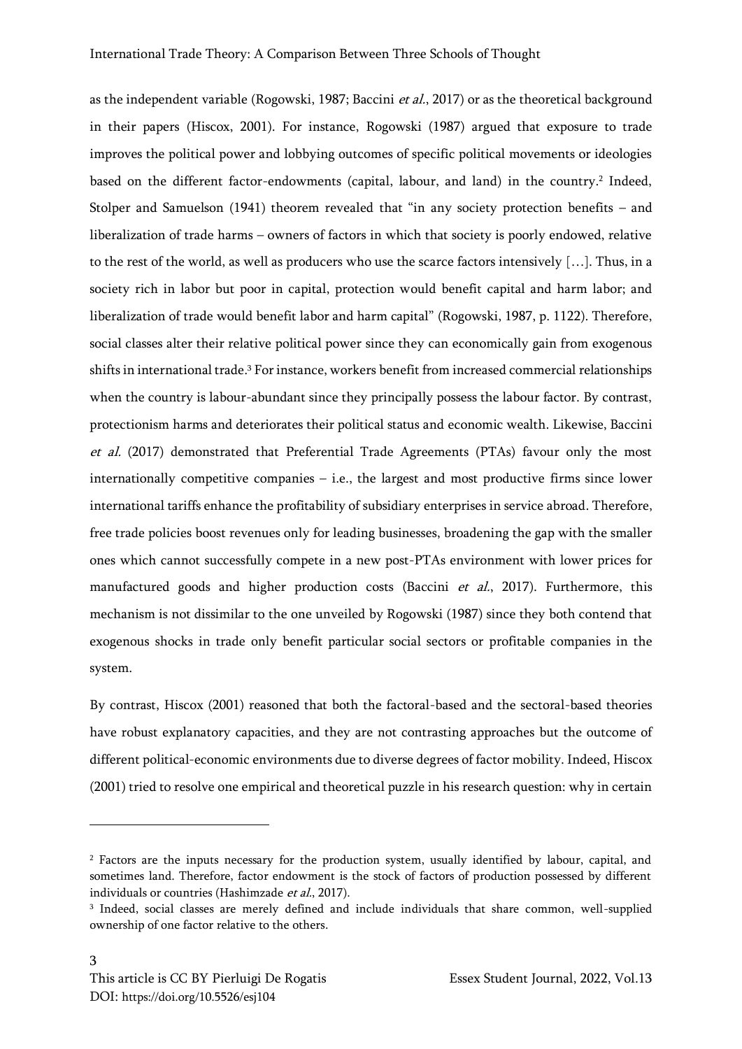as the independent variable (Rogowski, 1987; Baccini *et al.*, 2017) or as the theoretical background in their papers (Hiscox, 2001). For instance, Rogowski (1987) argued that exposure to trade improves the political power and lobbying outcomes of specific political movements or ideologies based on the different factor-endowments (capital, labour, and land) in the country.[2] Indeed, Stolper and Samuelson (1941) theorem revealed that "in any society protection benefits – and liberalization of trade harms – owners of factors in which that society is poorly endowed, relative to the rest of the world, as well as producers who use the scarce factors intensively […]. Thus, in a society rich in labor but poor in capital, protection would benefit capital and harm labor; and liberalization of trade would benefit labor and harm capital" (Rogowski, 1987, p. 1122). Therefore, social classes alter their relative political power since they can economically gain from exogenous shifts in international trade.[3] For instance, workers benefit from increased commercial relationships when the country is labour-abundant since they principally possess the labour factor. By contrast, protectionism harms and deteriorates their political status and economic wealth. Likewise, Baccini *et al.* (2017) demonstrated that Preferential Trade Agreements (PTAs) favour only the most internationally competitive companies – i.e., the largest and most productive firms since lower international tariffs enhance the profitability of subsidiary enterprises in service abroad. Therefore, free trade policies boost revenues only for leading businesses, broadening the gap with the smaller ones which cannot successfully compete in a new post-PTAs environment with lower prices for manufactured goods and higher production costs (Baccini *et al.*, 2017). Furthermore, this mechanism is not dissimilar to the one unveiled by Rogowski (1987) since they both contend that exogenous shocks in trade only benefit particular social sectors or profitable companies in the system.

By contrast, Hiscox (2001) reasoned that both the factoral-based and the sectoral-based theories have robust explanatory capacities, and they are not contrasting approaches but the outcome of different political-economic environments due to diverse degrees of factor mobility. Indeed, Hiscox (2001) tried to resolve one empirical and theoretical puzzle in his research question: why in certain

---

[2] Factors are the inputs necessary for the production system, usually identified by labour, capital, and sometimes land. Therefore, factor endowment is the stock of factors of production possessed by different individuals or countries (Hashimzade *et al.*, 2017).

[3] Indeed, social classes are merely defined and include individuals that share common, well-supplied ownership of one factor relative to the others.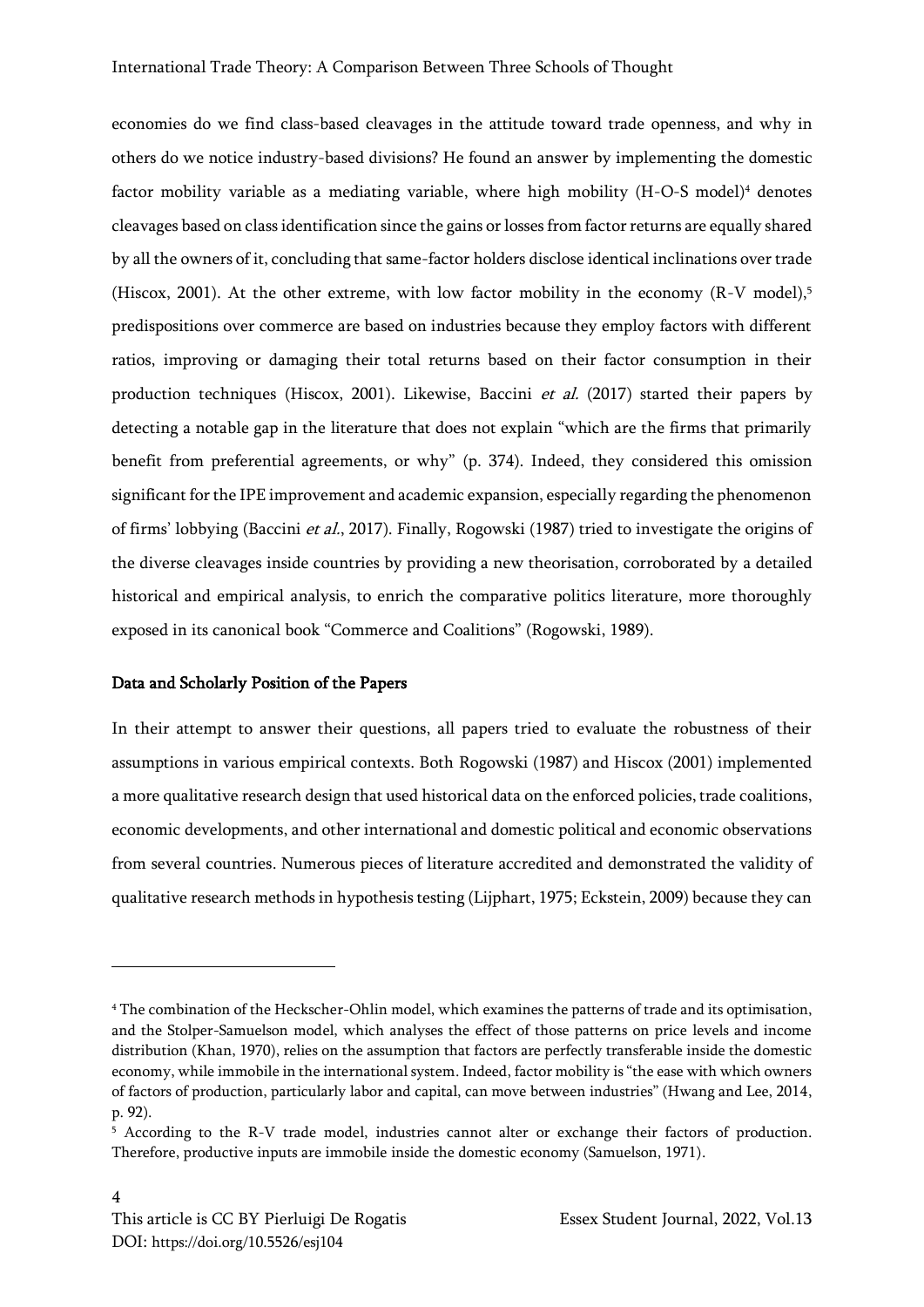economies do we find class-based cleavages in the attitude toward trade openness, and why in others do we notice industry-based divisions? He found an answer by implementing the domestic factor mobility variable as a mediating variable, where high mobility (H-O-S model)[4] denotes cleavages based on class identification since the gains or losses from factor returns are equally shared by all the owners of it, concluding that same-factor holders disclose identical inclinations over trade (Hiscox, 2001). At the other extreme, with low factor mobility in the economy (R-V model),[5] predispositions over commerce are based on industries because they employ factors with different ratios, improving or damaging their total returns based on their factor consumption in their production techniques (Hiscox, 2001). Likewise, Baccini *et al.* (2017) started their papers by detecting a notable gap in the literature that does not explain "which are the firms that primarily benefit from preferential agreements, or why" (p. 374). Indeed, they considered this omission significant for the IPE improvement and academic expansion, especially regarding the phenomenon of firms' lobbying (Baccini *et al.*, 2017). Finally, Rogowski (1987) tried to investigate the origins of the diverse cleavages inside countries by providing a new theorisation, corroborated by a detailed historical and empirical analysis, to enrich the comparative politics literature, more thoroughly exposed in its canonical book "Commerce and Coalitions" (Rogowski, 1989).

## Data and Scholarly Position of the Papers

In their attempt to answer their questions, all papers tried to evaluate the robustness of their assumptions in various empirical contexts. Both Rogowski (1987) and Hiscox (2001) implemented a more qualitative research design that used historical data on the enforced policies, trade coalitions, economic developments, and other international and domestic political and economic observations from several countries. Numerous pieces of literature accredited and demonstrated the validity of qualitative research methods in hypothesis testing (Lijphart, 1975; Eckstein, 2009) because they can

---

[4] The combination of the Heckscher-Ohlin model, which examines the patterns of trade and its optimisation, and the Stolper-Samuelson model, which analyses the effect of those patterns on price levels and income distribution (Khan, 1970), relies on the assumption that factors are perfectly transferable inside the domestic economy, while immobile in the international system. Indeed, factor mobility is "the ease with which owners of factors of production, particularly labor and capital, can move between industries" (Hwang and Lee, 2014, p. 92).

[5] According to the R-V trade model, industries cannot alter or exchange their factors of production. Therefore, productive inputs are immobile inside the domestic economy (Samuelson, 1971).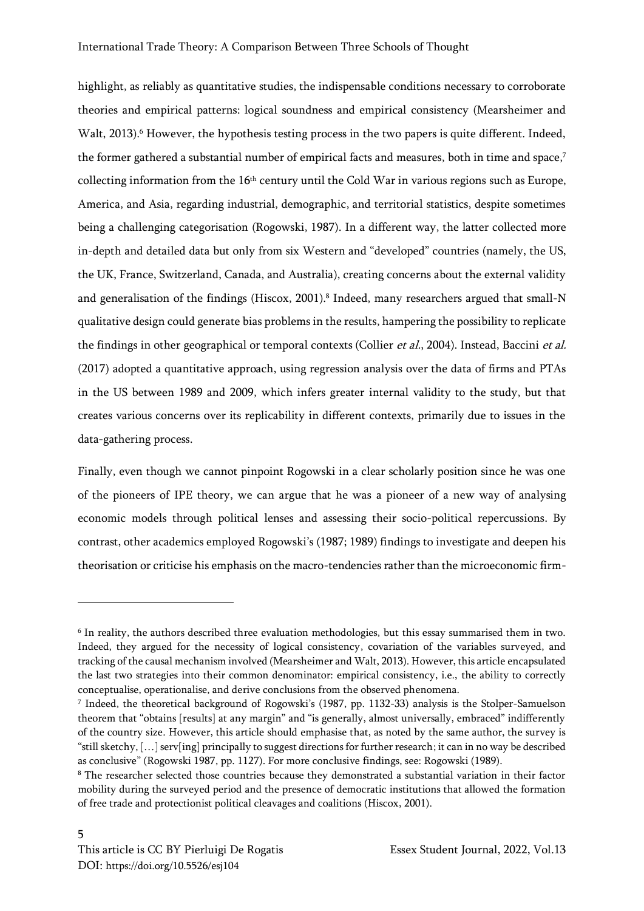highlight, as reliably as quantitative studies, the indispensable conditions necessary to corroborate theories and empirical patterns: logical soundness and empirical consistency (Mearsheimer and Walt, 2013).[6] However, the hypothesis testing process in the two papers is quite different. Indeed, the former gathered a substantial number of empirical facts and measures, both in time and space,[7] collecting information from the 16th century until the Cold War in various regions such as Europe, America, and Asia, regarding industrial, demographic, and territorial statistics, despite sometimes being a challenging categorisation (Rogowski, 1987). In a different way, the latter collected more in-depth and detailed data but only from six Western and "developed" countries (namely, the US, the UK, France, Switzerland, Canada, and Australia), creating concerns about the external validity and generalisation of the findings (Hiscox, 2001).[8] Indeed, many researchers argued that small-N qualitative design could generate bias problems in the results, hampering the possibility to replicate the findings in other geographical or temporal contexts (Collier *et al.*, 2004). Instead, Baccini *et al.* (2017) adopted a quantitative approach, using regression analysis over the data of firms and PTAs in the US between 1989 and 2009, which infers greater internal validity to the study, but that creates various concerns over its replicability in different contexts, primarily due to issues in the data-gathering process.

Finally, even though we cannot pinpoint Rogowski in a clear scholarly position since he was one of the pioneers of IPE theory, we can argue that he was a pioneer of a new way of analysing economic models through political lenses and assessing their socio-political repercussions. By contrast, other academics employed Rogowski's (1987; 1989) findings to investigate and deepen his theorisation or criticise his emphasis on the macro-tendencies rather than the microeconomic firm-

---

[6] In reality, the authors described three evaluation methodologies, but this essay summarised them in two. Indeed, they argued for the necessity of logical consistency, covariation of the variables surveyed, and tracking of the causal mechanism involved (Mearsheimer and Walt, 2013). However, this article encapsulated the last two strategies into their common denominator: empirical consistency, i.e., the ability to correctly conceptualise, operationalise, and derive conclusions from the observed phenomena.

[7] Indeed, the theoretical background of Rogowski's (1987, pp. 1132-33) analysis is the Stolper-Samuelson theorem that "obtains [results] at any margin" and "is generally, almost universally, embraced" indifferently of the country size. However, this article should emphasise that, as noted by the same author, the survey is "still sketchy, […] serv[ing] principally to suggest directions for further research; it can in no way be described as conclusive" (Rogowski 1987, pp. 1127). For more conclusive findings, see: Rogowski (1989).

[8] The researcher selected those countries because they demonstrated a substantial variation in their factor mobility during the surveyed period and the presence of democratic institutions that allowed the formation of free trade and protectionist political cleavages and coalitions (Hiscox, 2001).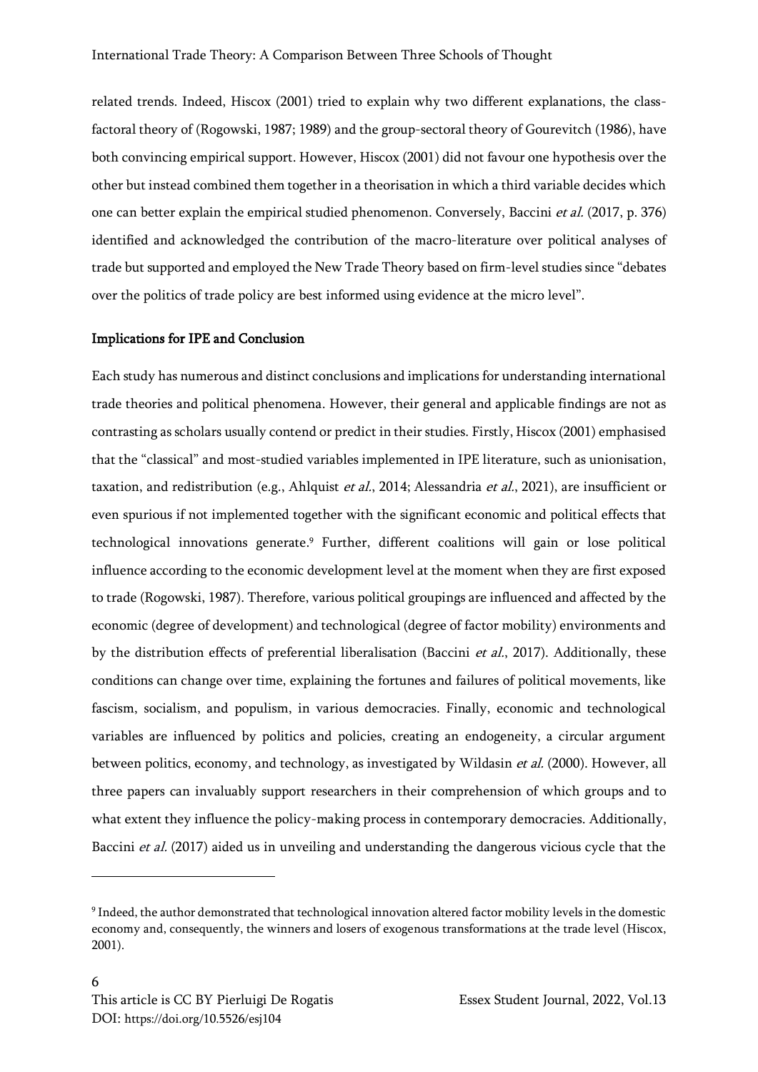related trends. Indeed, Hiscox (2001) tried to explain why two different explanations, the class-factoral theory of (Rogowski, 1987; 1989) and the group-sectoral theory of Gourevitch (1986), have both convincing empirical support. However, Hiscox (2001) did not favour one hypothesis over the other but instead combined them together in a theorisation in which a third variable decides which one can better explain the empirical studied phenomenon. Conversely, Baccini *et al.* (2017, p. 376) identified and acknowledged the contribution of the macro-literature over political analyses of trade but supported and employed the New Trade Theory based on firm-level studies since "debates over the politics of trade policy are best informed using evidence at the micro level".

## Implications for IPE and Conclusion

Each study has numerous and distinct conclusions and implications for understanding international trade theories and political phenomena. However, their general and applicable findings are not as contrasting as scholars usually contend or predict in their studies. Firstly, Hiscox (2001) emphasised that the "classical" and most-studied variables implemented in IPE literature, such as unionisation, taxation, and redistribution (e.g., Ahlquist *et al.*, 2014; Alessandria *et al.*, 2021), are insufficient or even spurious if not implemented together with the significant economic and political effects that technological innovations generate.[9] Further, different coalitions will gain or lose political influence according to the economic development level at the moment when they are first exposed to trade (Rogowski, 1987). Therefore, various political groupings are influenced and affected by the economic (degree of development) and technological (degree of factor mobility) environments and by the distribution effects of preferential liberalisation (Baccini *et al.*, 2017). Additionally, these conditions can change over time, explaining the fortunes and failures of political movements, like fascism, socialism, and populism, in various democracies. Finally, economic and technological variables are influenced by politics and policies, creating an endogeneity, a circular argument between politics, economy, and technology, as investigated by Wildasin *et al.* (2000). However, all three papers can invaluably support researchers in their comprehension of which groups and to what extent they influence the policy-making process in contemporary democracies. Additionally, Baccini *et al.* (2017) aided us in unveiling and understanding the dangerous vicious cycle that the

---

[9] Indeed, the author demonstrated that technological innovation altered factor mobility levels in the domestic economy and, consequently, the winners and losers of exogenous transformations at the trade level (Hiscox, 2001).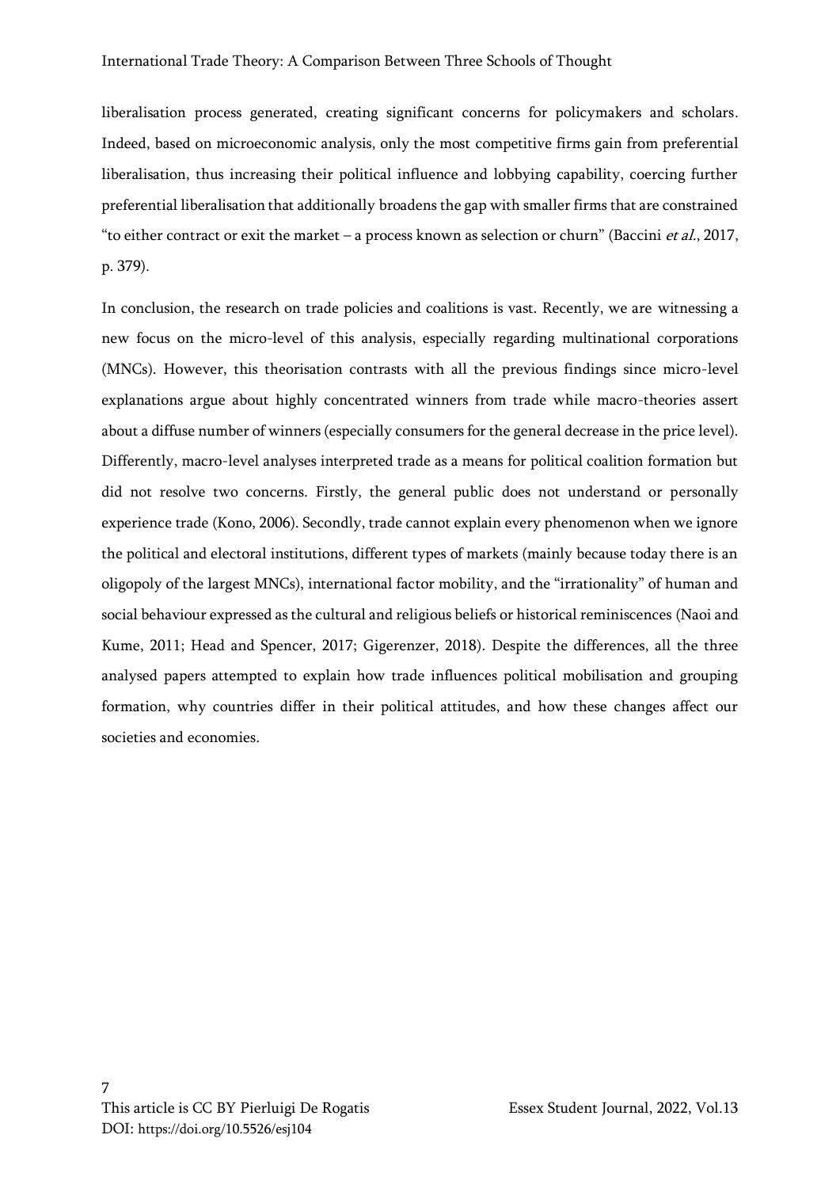liberalisation process generated, creating significant concerns for policymakers and scholars. Indeed, based on microeconomic analysis, only the most competitive firms gain from preferential liberalisation, thus increasing their political influence and lobbying capability, coercing further preferential liberalisation that additionally broadens the gap with smaller firms that are constrained "to either contract or exit the market – a process known as selection or churn" (Baccini *et al.*, 2017, p. 379).

In conclusion, the research on trade policies and coalitions is vast. Recently, we are witnessing a new focus on the micro-level of this analysis, especially regarding multinational corporations (MNCs). However, this theorisation contrasts with all the previous findings since micro-level explanations argue about highly concentrated winners from trade while macro-theories assert about a diffuse number of winners (especially consumers for the general decrease in the price level). Differently, macro-level analyses interpreted trade as a means for political coalition formation but did not resolve two concerns. Firstly, the general public does not understand or personally experience trade (Kono, 2006). Secondly, trade cannot explain every phenomenon when we ignore the political and electoral institutions, different types of markets (mainly because today there is an oligopoly of the largest MNCs), international factor mobility, and the "irrationality" of human and social behaviour expressed as the cultural and religious beliefs or historical reminiscences (Naoi and Kume, 2011; Head and Spencer, 2017; Gigerenzer, 2018). Despite the differences, all the three analysed papers attempted to explain how trade influences political mobilisation and grouping formation, why countries differ in their political attitudes, and how these changes affect our societies and economies.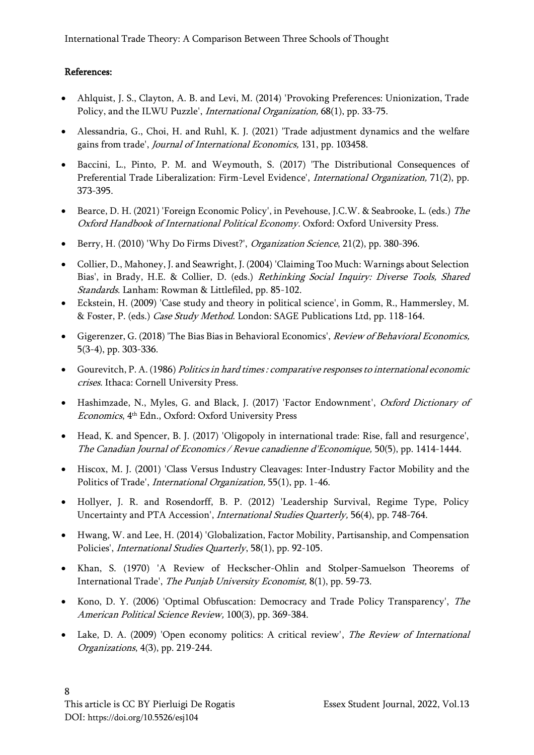## References:

- Ahlquist, J. S., Clayton, A. B. and Levi, M. (2014) 'Provoking Preferences: Unionization, Trade Policy, and the ILWU Puzzle', *International Organization,* 68(1), pp. 33-75.
- Alessandria, G., Choi, H. and Ruhl, K. J. (2021) 'Trade adjustment dynamics and the welfare gains from trade', *Journal of International Economics,* 131, pp. 103458.
- Baccini, L., Pinto, P. M. and Weymouth, S. (2017) 'The Distributional Consequences of Preferential Trade Liberalization: Firm-Level Evidence', *International Organization,* 71(2), pp. 373-395.
- Bearce, D. H. (2021) 'Foreign Economic Policy', in Pevehouse, J.C.W. & Seabrooke, L. (eds.) *The Oxford Handbook of International Political Economy*. Oxford: Oxford University Press.
- Berry, H. (2010) 'Why Do Firms Divest?', *Organization Science*, 21(2), pp. 380-396.
- Collier, D., Mahoney, J. and Seawright, J. (2004) 'Claiming Too Much: Warnings about Selection Bias', in Brady, H.E. & Collier, D. (eds.) *Rethinking Social Inquiry: Diverse Tools, Shared Standards*. Lanham: Rowman & Littlefiled, pp. 85-102.
- Eckstein, H. (2009) 'Case study and theory in political science', in Gomm, R., Hammersley, M. & Foster, P. (eds.) *Case Study Method*. London: SAGE Publications Ltd, pp. 118-164.
- Gigerenzer, G. (2018) 'The Bias Bias in Behavioral Economics', *Review of Behavioral Economics,* 5(3-4), pp. 303-336.
- Gourevitch, P. A. (1986) *Politics in hard times : comparative responses to international economic crises*. Ithaca: Cornell University Press.
- Hashimzade, N., Myles, G. and Black, J. (2017) 'Factor Endownment', *Oxford Dictionary of Economics*, 4th Edn., Oxford: Oxford University Press
- Head, K. and Spencer, B. J. (2017) 'Oligopoly in international trade: Rise, fall and resurgence', *The Canadian Journal of Economics / Revue canadienne d'Economique,* 50(5), pp. 1414-1444.
- Hiscox, M. J. (2001) 'Class Versus Industry Cleavages: Inter-Industry Factor Mobility and the Politics of Trade', *International Organization,* 55(1), pp. 1-46.
- Hollyer, J. R. and Rosendorff, B. P. (2012) 'Leadership Survival, Regime Type, Policy Uncertainty and PTA Accession', *International Studies Quarterly,* 56(4), pp. 748-764.
- Hwang, W. and Lee, H. (2014) 'Globalization, Factor Mobility, Partisanship, and Compensation Policies', *International Studies Quarterly*, 58(1), pp. 92-105.
- Khan, S. (1970) 'A Review of Heckscher-Ohlin and Stolper-Samuelson Theorems of International Trade', *The Punjab University Economist,* 8(1), pp. 59-73.
- Kono, D. Y. (2006) 'Optimal Obfuscation: Democracy and Trade Policy Transparency', *The American Political Science Review,* 100(3), pp. 369-384.
- Lake, D. A. (2009) 'Open economy politics: A critical review', *The Review of International Organizations*, 4(3), pp. 219-244.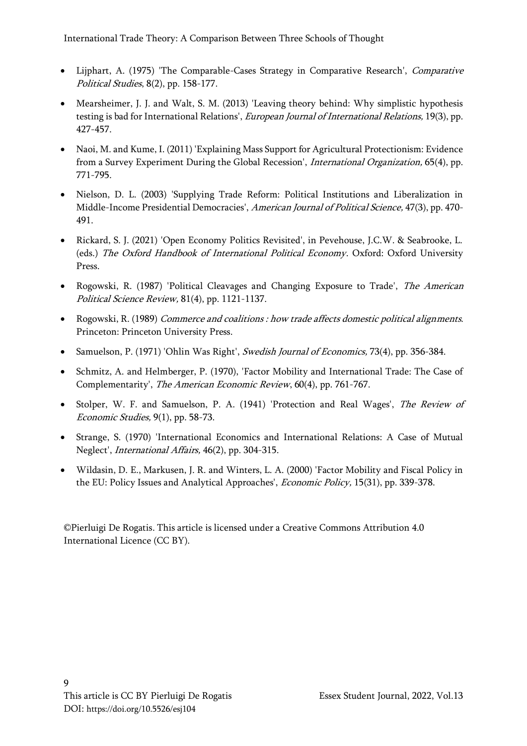- Lijphart, A. (1975) 'The Comparable-Cases Strategy in Comparative Research', *Comparative Political Studies*, 8(2), pp. 158-177.
- Mearsheimer, J. J. and Walt, S. M. (2013) 'Leaving theory behind: Why simplistic hypothesis testing is bad for International Relations', *European Journal of International Relations,* 19(3), pp. 427-457.
- Naoi, M. and Kume, I. (2011) 'Explaining Mass Support for Agricultural Protectionism: Evidence from a Survey Experiment During the Global Recession', *International Organization,* 65(4), pp. 771-795.
- Nielson, D. L. (2003) 'Supplying Trade Reform: Political Institutions and Liberalization in Middle-Income Presidential Democracies', *American Journal of Political Science,* 47(3), pp. 470-491.
- Rickard, S. J. (2021) 'Open Economy Politics Revisited', in Pevehouse, J.C.W. & Seabrooke, L. (eds.) *The Oxford Handbook of International Political Economy*. Oxford: Oxford University Press.
- Rogowski, R. (1987) 'Political Cleavages and Changing Exposure to Trade', *The American Political Science Review,* 81(4), pp. 1121-1137.
- Rogowski, R. (1989) *Commerce and coalitions : how trade affects domestic political alignments*. Princeton: Princeton University Press.
- Samuelson, P. (1971) 'Ohlin Was Right', *Swedish Journal of Economics,* 73(4), pp. 356-384.
- Schmitz, A. and Helmberger, P. (1970), 'Factor Mobility and International Trade: The Case of Complementarity', *The American Economic Review*, 60(4), pp. 761-767.
- Stolper, W. F. and Samuelson, P. A. (1941) 'Protection and Real Wages', *The Review of Economic Studies,* 9(1), pp. 58-73.
- Strange, S. (1970) 'International Economics and International Relations: A Case of Mutual Neglect', *International Affairs,* 46(2), pp. 304-315.
- Wildasin, D. E., Markusen, J. R. and Winters, L. A. (2000) 'Factor Mobility and Fiscal Policy in the EU: Policy Issues and Analytical Approaches', *Economic Policy,* 15(31), pp. 339-378.

©Pierluigi De Rogatis. This article is licensed under a Creative Commons Attribution 4.0 International Licence (CC BY).